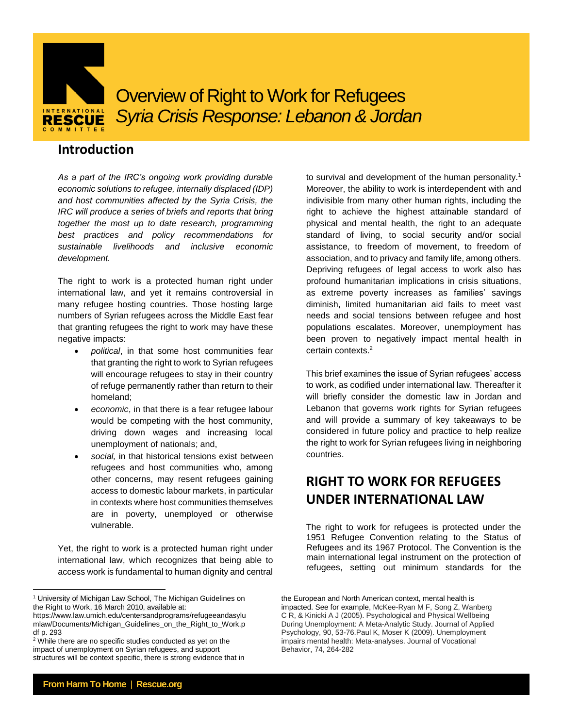# Overview of Right to Work for Refugees

*Syria Crisis Response: Lebanon & Jordan*

## Introduction

*As a part of the IRC's ongoing work providing durable economic solutions to refugee, internally displaced (IDP) and host communities affected by the Syria Crisis, the IRC will produce a series of briefs and reports that bring together the most up to date research, programming best practices and policy recommendations for sustainable livelihoods and inclusive economic development.*

The right to work is a protected human right under international law, and yet it remains controversial in many refugee hosting countries. Those hosting large numbers of Syrian refugees across the Middle East fear that granting refugees the right to work may have these negative impacts:

- *political*, in that some host communities fear that granting the right to work to Syrian refugees will encourage refugees to stay in their country of refuge permanently rather than return to their homeland;
- *economic*, in that there is a fear refugee labour would be competing with the host community, driving down wages and increasing local unemployment of nationals; and,
- *social,* in that historical tensions exist between refugees and host communities who, among other concerns, may resent refugees gaining access to domestic labour markets, in particular in contexts where host communities themselves are in poverty, unemployed or otherwise vulnerable.

Yet, the right to work is a protected human right under international law, which recognizes that being able to access work is fundamental to human dignity and central to survival and development of the human personality.[1] Moreover, the ability to work is interdependent with and indivisible from many other human rights, including the right to achieve the highest attainable standard of physical and mental health, the right to an adequate standard of living, to social security and/or social assistance, to freedom of movement, to freedom of association, and to privacy and family life, among others. Depriving refugees of legal access to work also has profound humanitarian implications in crisis situations, as extreme poverty increases as families' savings diminish, limited humanitarian aid fails to meet vast needs and social tensions between refugee and host populations escalates. Moreover, unemployment has been proven to negatively impact mental health in certain contexts.[2]

This brief examines the issue of Syrian refugees' access to work, as codified under international law. Thereafter it will briefly consider the domestic law in Jordan and Lebanon that governs work rights for Syrian refugees and will provide a summary of key takeaways to be considered in future policy and practice to help realize the right to work for Syrian refugees living in neighboring countries.

## RIGHT TO WORK FOR REFUGEES UNDER INTERNATIONAL LAW

The right to work for refugees is protected under the 1951 Refugee Convention relating to the Status of Refugees and its 1967 Protocol. The Convention is the main international legal instrument on the protection of refugees, setting out minimum standards for the

---

[1] University of Michigan Law School, The Michigan Guidelines on the Right to Work, 16 March 2010, available at: https://www.law.umich.edu/centersandprograms/refugeeandasylumlaw/Documents/Michigan_Guidelines_on_the_Right_to_Work.pdf p. 293

[2] While there are no specific studies conducted as yet on the impact of unemployment on Syrian refugees, and support structures will be context specific, there is strong evidence that in the European and North American context, mental health is impacted. See for example, McKee-Ryan M F, Song Z, Wanberg C R, & Kinicki A J (2005). Psychological and Physical Wellbeing During Unemployment: A Meta-Analytic Study. Journal of Applied Psychology, 90, 53-76.Paul K, Moser K (2009). Unemployment impairs mental health: Meta-analyses. Journal of Vocational Behavior, 74, 264-282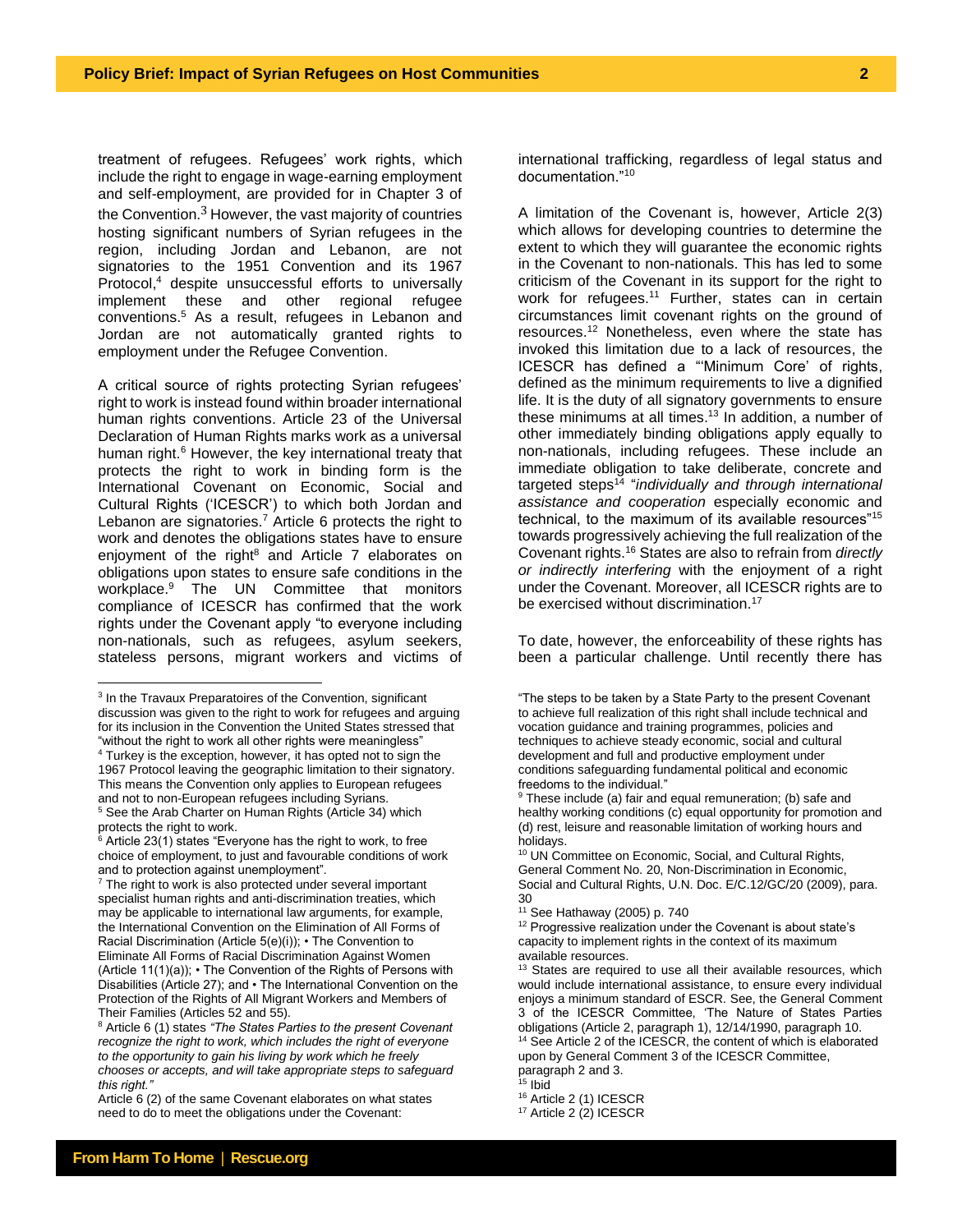treatment of refugees. Refugees' work rights, which include the right to engage in wage-earning employment and self-employment, are provided for in Chapter 3 of the Convention.[3] However, the vast majority of countries hosting significant numbers of Syrian refugees in the region, including Jordan and Lebanon, are not signatories to the 1951 Convention and its 1967 Protocol,[4] despite unsuccessful efforts to universally implement these and other regional refugee conventions.[5] As a result, refugees in Lebanon and Jordan are not automatically granted rights to employment under the Refugee Convention.

A critical source of rights protecting Syrian refugees' right to work is instead found within broader international human rights conventions. Article 23 of the Universal Declaration of Human Rights marks work as a universal human right.[6] However, the key international treaty that protects the right to work in binding form is the International Covenant on Economic, Social and Cultural Rights ('ICESCR') to which both Jordan and Lebanon are signatories.[7] Article 6 protects the right to work and denotes the obligations states have to ensure enjoyment of the right[8] and Article 7 elaborates on obligations upon states to ensure safe conditions in the workplace.[9] The UN Committee that monitors compliance of ICESCR has confirmed that the work rights under the Covenant apply "to everyone including non-nationals, such as refugees, asylum seekers, stateless persons, migrant workers and victims of international trafficking, regardless of legal status and documentation."[10]

A limitation of the Covenant is, however, Article 2(3) which allows for developing countries to determine the extent to which they will guarantee the economic rights in the Covenant to non-nationals. This has led to some criticism of the Covenant in its support for the right to work for refugees.[11] Further, states can in certain circumstances limit covenant rights on the ground of resources.[12] Nonetheless, even where the state has invoked this limitation due to a lack of resources, the ICESCR has defined a "'Minimum Core' of rights, defined as the minimum requirements to live a dignified life. It is the duty of all signatory governments to ensure these minimums at all times.[13] In addition, a number of other immediately binding obligations apply equally to non-nationals, including refugees. These include an immediate obligation to take deliberate, concrete and targeted steps[14] "*individually and through international assistance and cooperation* especially economic and technical, to the maximum of its available resources"[15] towards progressively achieving the full realization of the Covenant rights.[16] States are also to refrain from *directly or indirectly interfering* with the enjoyment of a right under the Covenant. Moreover, all ICESCR rights are to be exercised without discrimination.[17]

To date, however, the enforceability of these rights has been a particular challenge. Until recently there has

---

[3] In the Travaux Preparatoires of the Convention, significant discussion was given to the right to work for refugees and arguing for its inclusion in the Convention the United States stressed that "without the right to work all other rights were meaningless"

[4] Turkey is the exception, however, it has opted not to sign the 1967 Protocol leaving the geographic limitation to their signatory. This means the Convention only applies to European refugees and not to non-European refugees including Syrians.

[5] See the Arab Charter on Human Rights (Article 34) which protects the right to work.

[6] Article 23(1) states "Everyone has the right to work, to free choice of employment, to just and favourable conditions of work and to protection against unemployment".

[7] The right to work is also protected under several important specialist human rights and anti-discrimination treaties, which may be applicable to international law arguments, for example, the International Convention on the Elimination of All Forms of Racial Discrimination (Article 5(e)(i)); • The Convention to Eliminate All Forms of Racial Discrimination Against Women (Article 11(1)(a)); • The Convention of the Rights of Persons with Disabilities (Article 27); and • The International Convention on the Protection of the Rights of All Migrant Workers and Members of Their Families (Articles 52 and 55).

[8] Article 6 (1) states *"The States Parties to the present Covenant recognize the right to work, which includes the right of everyone to the opportunity to gain his living by work which he freely chooses or accepts, and will take appropriate steps to safeguard this right."*

Article 6 (2) of the same Covenant elaborates on what states need to do to meet the obligations under the Covenant:

"The steps to be taken by a State Party to the present Covenant to achieve full realization of this right shall include technical and vocation guidance and training programmes, policies and techniques to achieve steady economic, social and cultural development and full and productive employment under conditions safeguarding fundamental political and economic freedoms to the individual."

[9] These include (a) fair and equal remuneration; (b) safe and healthy working conditions (c) equal opportunity for promotion and (d) rest, leisure and reasonable limitation of working hours and holidays.

[10] UN Committee on Economic, Social, and Cultural Rights, General Comment No. 20, Non-Discrimination in Economic, Social and Cultural Rights, U.N. Doc. E/C.12/GC/20 (2009), para. 30

[11] See Hathaway (2005) p. 740

[12] Progressive realization under the Covenant is about state's capacity to implement rights in the context of its maximum available resources.

[13] States are required to use all their available resources, which would include international assistance, to ensure every individual enjoys a minimum standard of ESCR. See, the General Comment 3 of the ICESCR Committee, 'The Nature of States Parties obligations (Article 2, paragraph 1), 12/14/1990, paragraph 10.

[14] See Article 2 of the ICESCR, the content of which is elaborated upon by General Comment 3 of the ICESCR Committee, paragraph 2 and 3.

[15] Ibid

[16] Article 2 (1) ICESCR

[17] Article 2 (2) ICESCR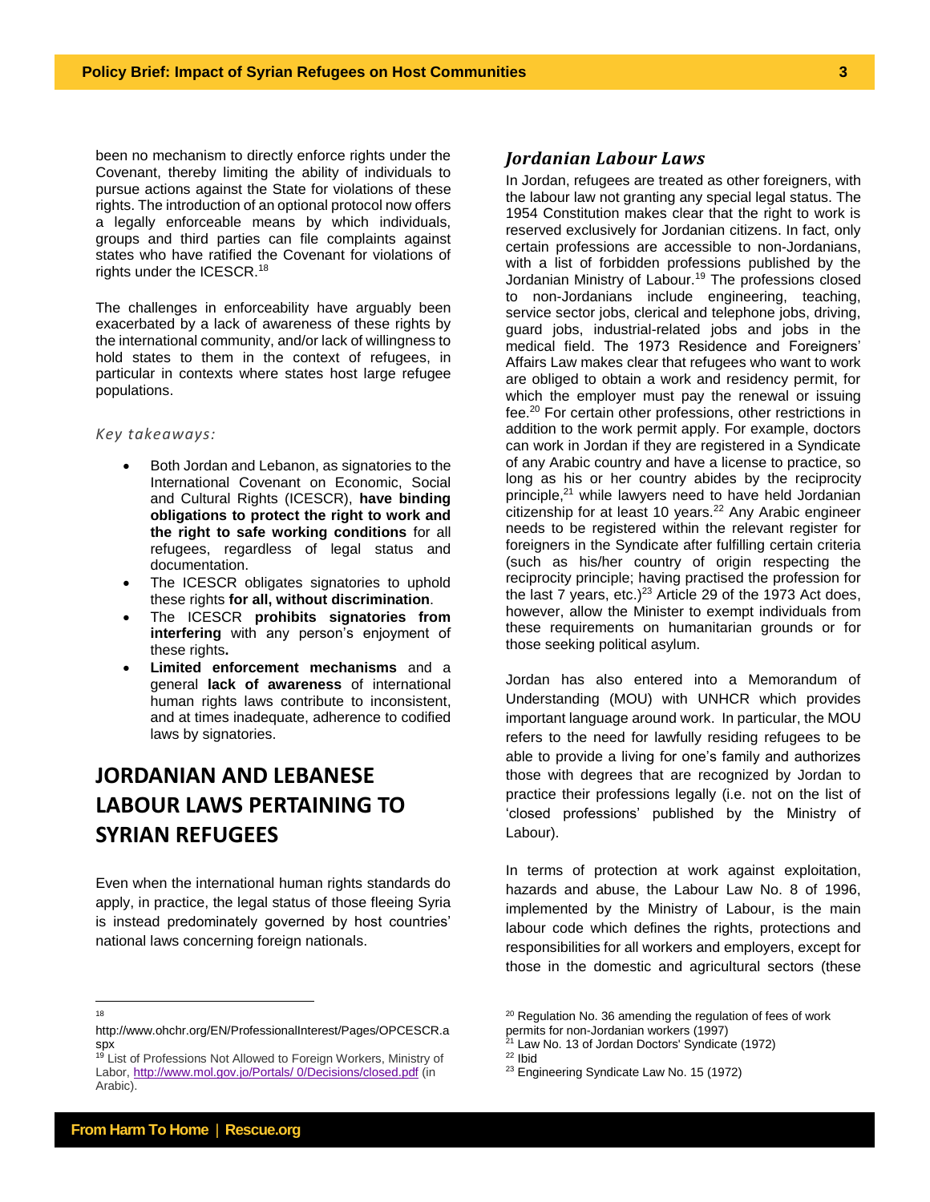been no mechanism to directly enforce rights under the Covenant, thereby limiting the ability of individuals to pursue actions against the State for violations of these rights. The introduction of an optional protocol now offers a legally enforceable means by which individuals, groups and third parties can file complaints against states who have ratified the Covenant for violations of rights under the ICESCR.[18]

The challenges in enforceability have arguably been exacerbated by a lack of awareness of these rights by the international community, and/or lack of willingness to hold states to them in the context of refugees, in particular in contexts where states host large refugee populations.

*Key takeaways:*

- Both Jordan and Lebanon, as signatories to the International Covenant on Economic, Social and Cultural Rights (ICESCR), **have binding obligations to protect the right to work and the right to safe working conditions** for all refugees, regardless of legal status and documentation.
- The ICESCR obligates signatories to uphold these rights **for all, without discrimination**.
- The ICESCR **prohibits signatories from interfering** with any person's enjoyment of these rights**.**
- **Limited enforcement mechanisms** and a general **lack of awareness** of international human rights laws contribute to inconsistent, and at times inadequate, adherence to codified laws by signatories.

## JORDANIAN AND LEBANESE LABOUR LAWS PERTAINING TO SYRIAN REFUGEES

Even when the international human rights standards do apply, in practice, the legal status of those fleeing Syria is instead predominately governed by host countries' national laws concerning foreign nationals.

### *Jordanian Labour Laws*

In Jordan, refugees are treated as other foreigners, with the labour law not granting any special legal status. The 1954 Constitution makes clear that the right to work is reserved exclusively for Jordanian citizens. In fact, only certain professions are accessible to non-Jordanians, with a list of forbidden professions published by the Jordanian Ministry of Labour.[19] The professions closed to non-Jordanians include engineering, teaching, service sector jobs, clerical and telephone jobs, driving, guard jobs, industrial-related jobs and jobs in the medical field. The 1973 Residence and Foreigners' Affairs Law makes clear that refugees who want to work are obliged to obtain a work and residency permit, for which the employer must pay the renewal or issuing fee.[20] For certain other professions, other restrictions in addition to the work permit apply. For example, doctors can work in Jordan if they are registered in a Syndicate of any Arabic country and have a license to practice, so long as his or her country abides by the reciprocity principle,[21] while lawyers need to have held Jordanian citizenship for at least 10 years.[22] Any Arabic engineer needs to be registered within the relevant register for foreigners in the Syndicate after fulfilling certain criteria (such as his/her country of origin respecting the reciprocity principle; having practised the profession for the last 7 years, etc.)[23] Article 29 of the 1973 Act does, however, allow the Minister to exempt individuals from these requirements on humanitarian grounds or for those seeking political asylum.

Jordan has also entered into a Memorandum of Understanding (MOU) with UNHCR which provides important language around work. In particular, the MOU refers to the need for lawfully residing refugees to be able to provide a living for one's family and authorizes those with degrees that are recognized by Jordan to practice their professions legally (i.e. not on the list of 'closed professions' published by the Ministry of Labour).

In terms of protection at work against exploitation, hazards and abuse, the Labour Law No. 8 of 1996, implemented by the Ministry of Labour, is the main labour code which defines the rights, protections and responsibilities for all workers and employers, except for those in the domestic and agricultural sectors (these

---

[18] http://www.ohchr.org/EN/ProfessionalInterest/Pages/OPCESCR.aspx

[19] List of Professions Not Allowed to Foreign Workers, Ministry of Labor, http://www.mol.gov.jo/Portals/ 0/Decisions/closed.pdf (in Arabic).

[20] Regulation No. 36 amending the regulation of fees of work permits for non-Jordanian workers (1997)

[21] Law No. 13 of Jordan Doctors' Syndicate (1972)

[22] Ibid

[23] Engineering Syndicate Law No. 15 (1972)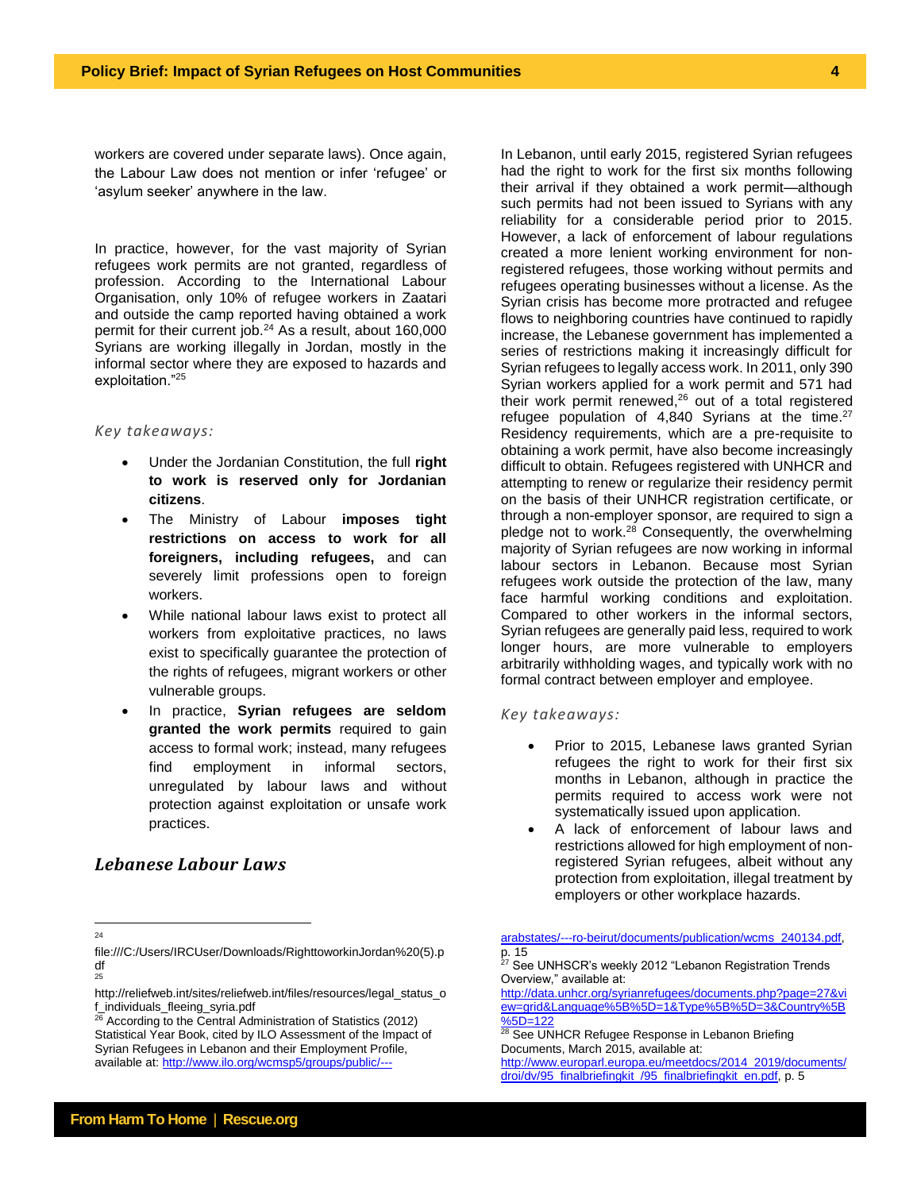workers are covered under separate laws). Once again, the Labour Law does not mention or infer 'refugee' or 'asylum seeker' anywhere in the law.

In practice, however, for the vast majority of Syrian refugees work permits are not granted, regardless of profession. According to the International Labour Organisation, only 10% of refugee workers in Zaatari and outside the camp reported having obtained a work permit for their current job.[24] As a result, about 160,000 Syrians are working illegally in Jordan, mostly in the informal sector where they are exposed to hazards and exploitation."[25]

*Key takeaways:*

- Under the Jordanian Constitution, the full **right to work is reserved only for Jordanian citizens**.
- The Ministry of Labour **imposes tight restrictions on access to work for all foreigners, including refugees,** and can severely limit professions open to foreign workers.
- While national labour laws exist to protect all workers from exploitative practices, no laws exist to specifically guarantee the protection of the rights of refugees, migrant workers or other vulnerable groups.
- In practice, **Syrian refugees are seldom granted the work permits** required to gain access to formal work; instead, many refugees find employment in informal sectors, unregulated by labour laws and without protection against exploitation or unsafe work practices.

## Lebanese Labour Laws

In Lebanon, until early 2015, registered Syrian refugees had the right to work for the first six months following their arrival if they obtained a work permit—although such permits had not been issued to Syrians with any reliability for a considerable period prior to 2015. However, a lack of enforcement of labour regulations created a more lenient working environment for non-registered refugees, those working without permits and refugees operating businesses without a license. As the Syrian crisis has become more protracted and refugee flows to neighboring countries have continued to rapidly increase, the Lebanese government has implemented a series of restrictions making it increasingly difficult for Syrian refugees to legally access work. In 2011, only 390 Syrian workers applied for a work permit and 571 had their work permit renewed,[26] out of a total registered refugee population of 4,840 Syrians at the time.[27] Residency requirements, which are a pre-requisite to obtaining a work permit, have also become increasingly difficult to obtain. Refugees registered with UNHCR and attempting to renew or regularize their residency permit on the basis of their UNHCR registration certificate, or through a non-employer sponsor, are required to sign a pledge not to work.[28] Consequently, the overwhelming majority of Syrian refugees are now working in informal labour sectors in Lebanon. Because most Syrian refugees work outside the protection of the law, many face harmful working conditions and exploitation. Compared to other workers in the informal sectors, Syrian refugees are generally paid less, required to work longer hours, are more vulnerable to employers arbitrarily withholding wages, and typically work with no formal contract between employer and employee.

*Key takeaways:*

- Prior to 2015, Lebanese laws granted Syrian refugees the right to work for their first six months in Lebanon, although in practice the permits required to access work were not systematically issued upon application.
- A lack of enforcement of labour laws and restrictions allowed for high employment of non-registered Syrian refugees, albeit without any protection from exploitation, illegal treatment by employers or other workplace hazards.

---

[24] file:///C:/Users/IRCUser/Downloads/RighttoworkinJordan%20(5).pdf

[25] http://reliefweb.int/sites/reliefweb.int/files/resources/legal_status_of_individuals_fleeing_syria.pdf

[26] According to the Central Administration of Statistics (2012) Statistical Year Book, cited by ILO Assessment of the Impact of Syrian Refugees in Lebanon and their Employment Profile, available at: http://www.ilo.org/wcmsp5/groups/public/---arabstates/---ro-beirut/documents/publication/wcms_240134.pdf, p. 15

[27] See UNHSCR's weekly 2012 "Lebanon Registration Trends Overview," available at: http://data.unhcr.org/syrianrefugees/documents.php?page=27&view=grid&Language%5B%5D=1&Type%5B%5D=3&Country%5B%5D=122

[28] See UNHCR Refugee Response in Lebanon Briefing Documents, March 2015, available at: http://www.europarl.europa.eu/meetdocs/2014_2019/documents/droi/dv/95_finalbriefingkit_/95_finalbriefingkit_en.pdf, p. 5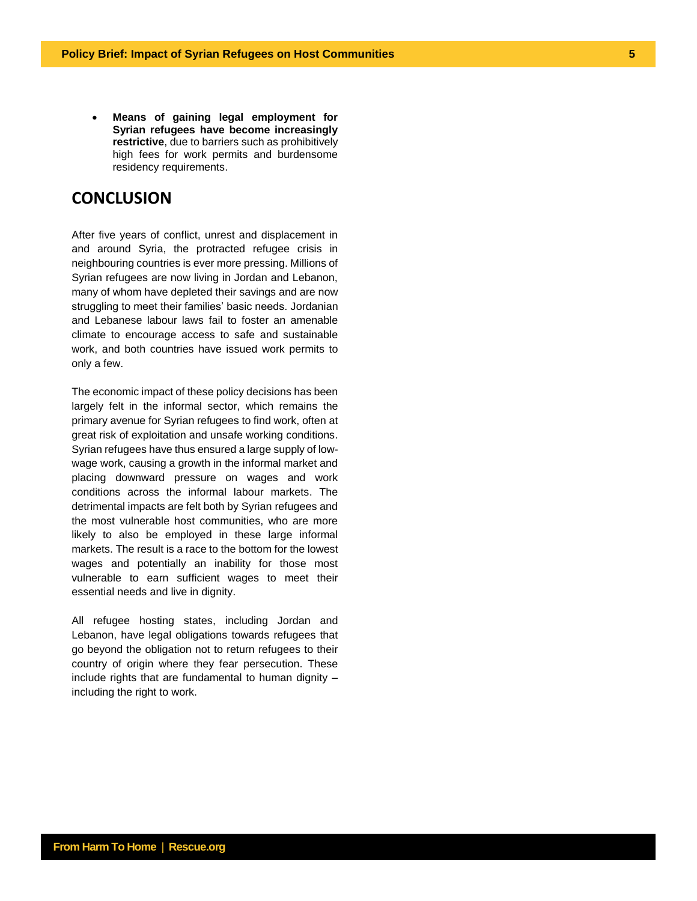- **Means of gaining legal employment for Syrian refugees have become increasingly restrictive**, due to barriers such as prohibitively high fees for work permits and burdensome residency requirements.

## CONCLUSION

After five years of conflict, unrest and displacement in and around Syria, the protracted refugee crisis in neighbouring countries is ever more pressing. Millions of Syrian refugees are now living in Jordan and Lebanon, many of whom have depleted their savings and are now struggling to meet their families' basic needs. Jordanian and Lebanese labour laws fail to foster an amenable climate to encourage access to safe and sustainable work, and both countries have issued work permits to only a few.

The economic impact of these policy decisions has been largely felt in the informal sector, which remains the primary avenue for Syrian refugees to find work, often at great risk of exploitation and unsafe working conditions. Syrian refugees have thus ensured a large supply of low-wage work, causing a growth in the informal market and placing downward pressure on wages and work conditions across the informal labour markets. The detrimental impacts are felt both by Syrian refugees and the most vulnerable host communities, who are more likely to also be employed in these large informal markets. The result is a race to the bottom for the lowest wages and potentially an inability for those most vulnerable to earn sufficient wages to meet their essential needs and live in dignity.

All refugee hosting states, including Jordan and Lebanon, have legal obligations towards refugees that go beyond the obligation not to return refugees to their country of origin where they fear persecution. These include rights that are fundamental to human dignity – including the right to work.